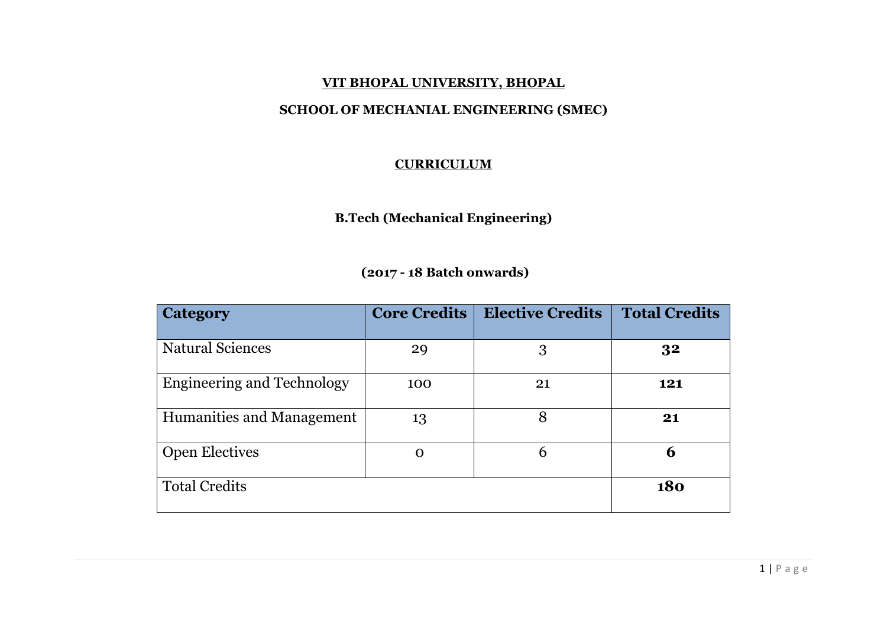# VIT BHOPAL UNIVERSITY, BHOPAL

## SCHOOL OF MECHANIAL ENGINEERING (SMEC)

## CURRICULUM

### B.Tech (Mechanical Engineering)

### (2017 - 18 Batch onwards)

| Category | Core Credits | Elective Credits | Total Credits |
|---|---|---|---|
| Natural Sciences | 29 | 3 | **32** |
| Engineering and Technology | 100 | 21 | **121** |
| Humanities and Management | 13 | 8 | **21** |
| Open Electives | 0 | 6 | **6** |
| Total Credits | | | **180** |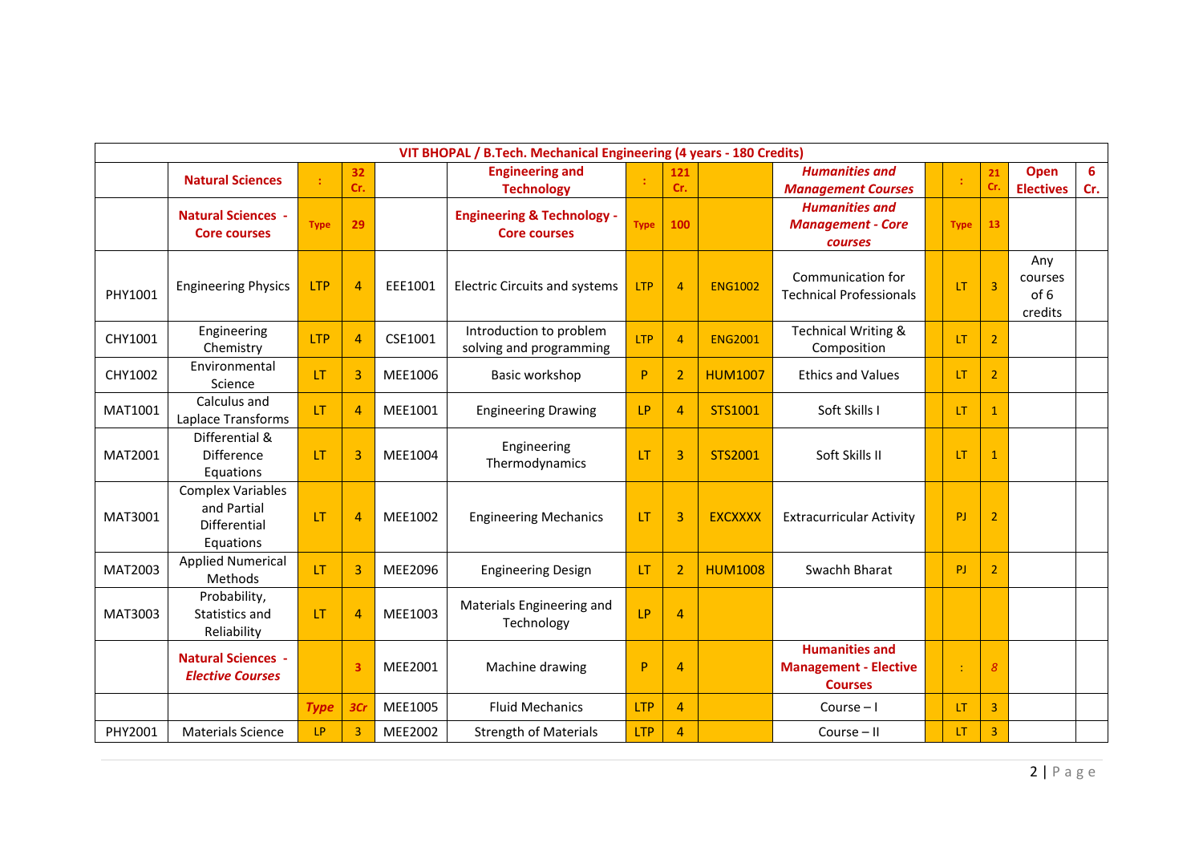| VIT BHOPAL / B.Tech. Mechanical Engineering (4 years - 180 Credits) | | | | | | | | | | | | | | |
|---|---|---|---|---|---|---|---|---|---|---|---|---|---|---|
| | **Natural Sciences** | : | **32 Cr.** | | **Engineering and Technology** | : | **121 Cr.** | | ***Humanities and Management Courses*** | | : | **21 Cr.** | **Open Electives** | **6 Cr.** |
| | **Natural Sciences - Core courses** | **Type** | **29** | | **Engineering & Technology - Core courses** | **Type** | **100** | | ***Humanities and Management - Core courses*** | | **Type** | **13** | | |
| PHY1001 | Engineering Physics | LTP | 4 | EEE1001 | Electric Circuits and systems | LTP | 4 | ENG1002 | Communication for Technical Professionals | | LT | 3 | Any courses of 6 credits | |
| CHY1001 | Engineering Chemistry | LTP | 4 | CSE1001 | Introduction to problem solving and programming | LTP | 4 | ENG2001 | Technical Writing & Composition | | LT | 2 | | |
| CHY1002 | Environmental Science | LT | 3 | MEE1006 | Basic workshop | P | 2 | HUM1007 | Ethics and Values | | LT | 2 | | |
| MAT1001 | Calculus and Laplace Transforms | LT | 4 | MEE1001 | Engineering Drawing | LP | 4 | STS1001 | Soft Skills I | | LT | 1 | | |
| MAT2001 | Differential & Difference Equations | LT | 3 | MEE1004 | Engineering Thermodynamics | LT | 3 | STS2001 | Soft Skills II | | LT | 1 | | |
| MAT3001 | Complex Variables and Partial Differential Equations | LT | 4 | MEE1002 | Engineering Mechanics | LT | 3 | EXCXXXX | Extracurricular Activity | | PJ | 2 | | |
| MAT2003 | Applied Numerical Methods | LT | 3 | MEE2096 | Engineering Design | LT | 2 | HUM1008 | Swachh Bharat | | PJ | 2 | | |
| MAT3003 | Probability, Statistics and Reliability | LT | 4 | MEE1003 | Materials Engineering and Technology | LP | 4 | | | | | | | |
| | **Natural Sciences - *Elective Courses*** | | **3** | MEE2001 | Machine drawing | P | 4 | | **Humanities and Management - Elective Courses** | | : | *8* | | |
| | | ***Type*** | ***3Cr*** | MEE1005 | Fluid Mechanics | LTP | 4 | | Course – I | | LT | 3 | | |
| PHY2001 | Materials Science | LP | 3 | MEE2002 | Strength of Materials | LTP | 4 | | Course – II | | LT | 3 | | |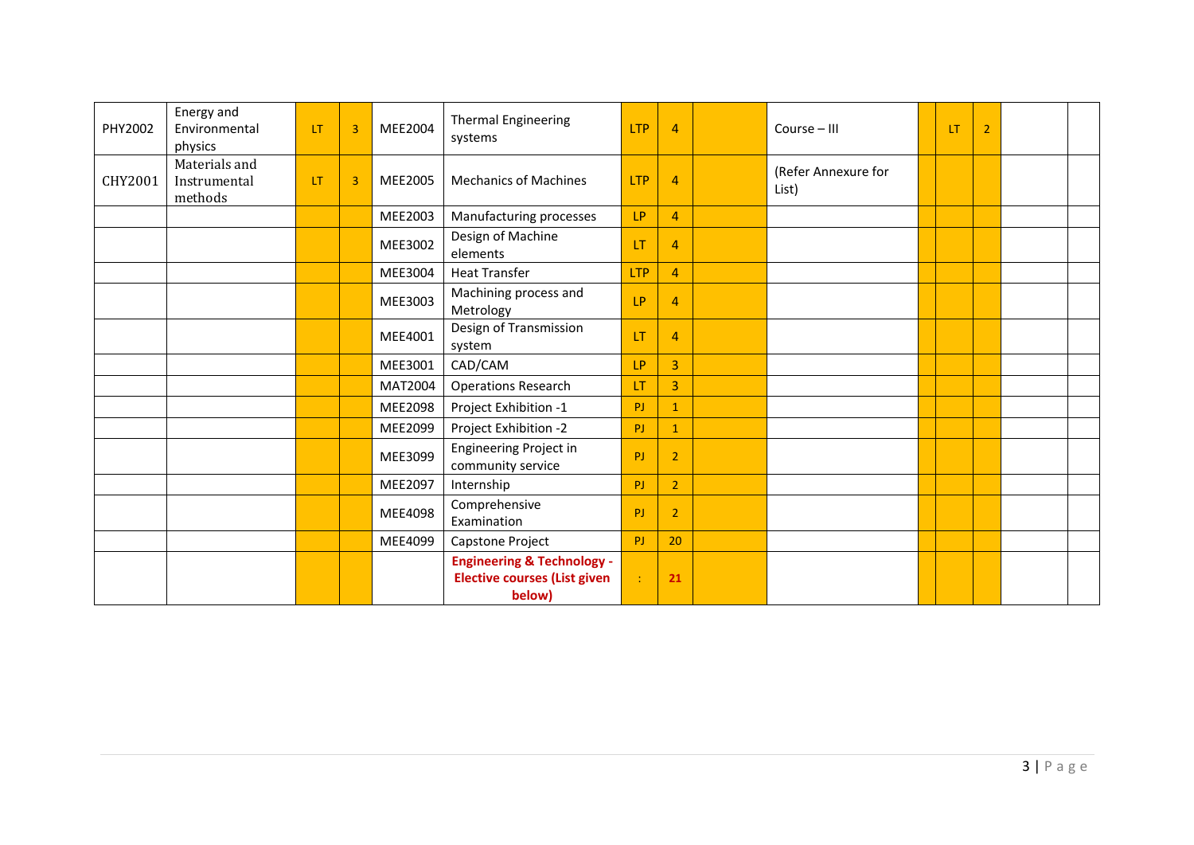| | | | | | | | | | | | | | | |
|---|---|---|---|---|---|---|---|---|---|---|---|---|---|---|
| PHY2002 | Energy and Environmental physics | LT | 3 | MEE2004 | Thermal Engineering systems | LTP | 4 | | Course – III | | LT | 2 | | |
| CHY2001 | Materials and Instrumental methods | LT | 3 | MEE2005 | Mechanics of Machines | LTP | 4 | | (Refer Annexure for List) | | | | | |
| | | | | MEE2003 | Manufacturing processes | LP | 4 | | | | | | | |
| | | | | MEE3002 | Design of Machine elements | LT | 4 | | | | | | | |
| | | | | MEE3004 | Heat Transfer | LTP | 4 | | | | | | | |
| | | | | MEE3003 | Machining process and Metrology | LP | 4 | | | | | | | |
| | | | | MEE4001 | Design of Transmission system | LT | 4 | | | | | | | |
| | | | | MEE3001 | CAD/CAM | LP | 3 | | | | | | | |
| | | | | MAT2004 | Operations Research | LT | 3 | | | | | | | |
| | | | | MEE2098 | Project Exhibition -1 | PJ | 1 | | | | | | | |
| | | | | MEE2099 | Project Exhibition -2 | PJ | 1 | | | | | | | |
| | | | | MEE3099 | Engineering Project in community service | PJ | 2 | | | | | | | |
| | | | | MEE2097 | Internship | PJ | 2 | | | | | | | |
| | | | | MEE4098 | Comprehensive Examination | PJ | 2 | | | | | | | |
| | | | | MEE4099 | Capstone Project | PJ | 20 | | | | | | | |
| | | | | | **Engineering & Technology - Elective courses (List given below)** | : | **21** | | | | | | | |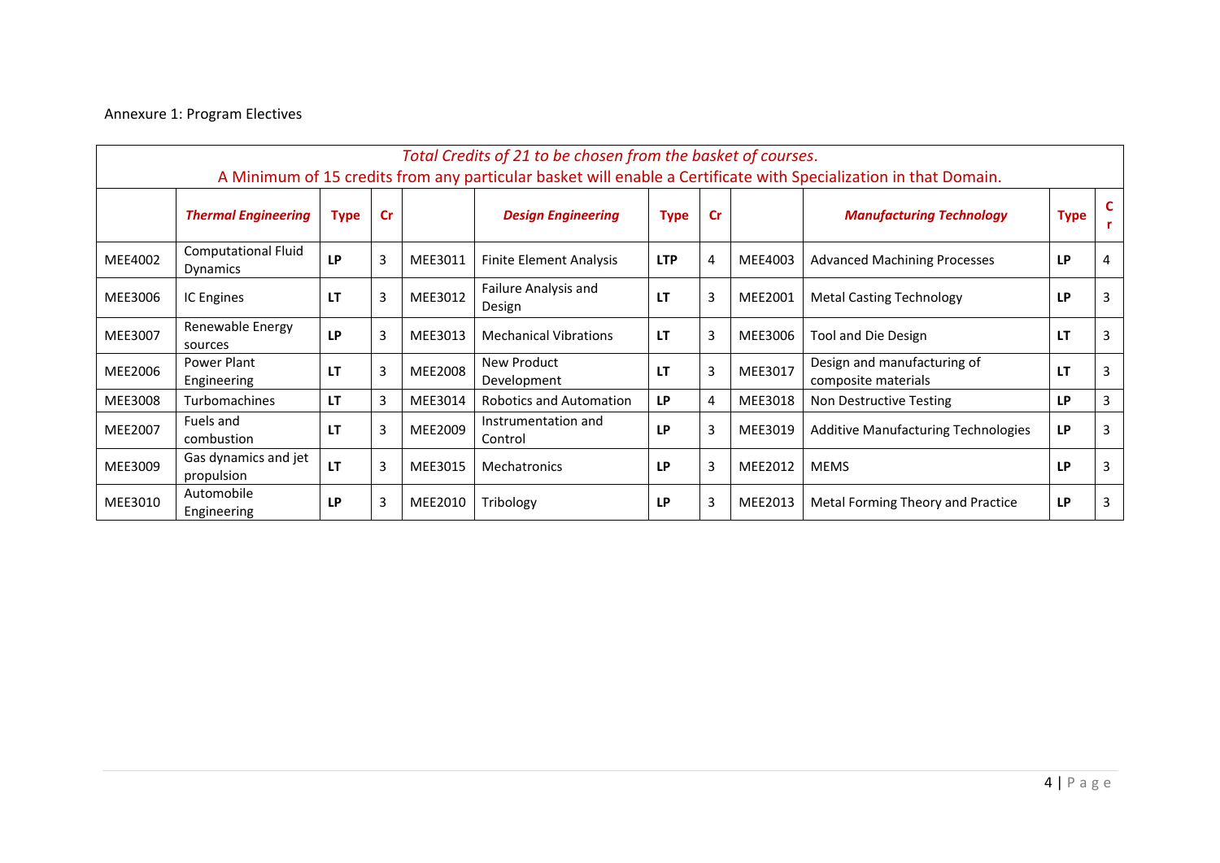Annexure 1: Program Electives

| *Total Credits of 21 to be chosen from the basket of courses.* A Minimum of 15 credits from any particular basket will enable a Certificate with Specialization in that Domain. | | | | | | | | | | | |
|---|---|---|---|---|---|---|---|---|---|---|---|
| | ***Thermal Engineering*** | **Type** | **Cr** | | ***Design Engineering*** | **Type** | **Cr** | | ***Manufacturing Technology*** | **Type** | **Cr** |
| MEE4002 | Computational Fluid Dynamics | **LP** | 3 | MEE3011 | Finite Element Analysis | **LTP** | 4 | MEE4003 | Advanced Machining Processes | **LP** | 4 |
| MEE3006 | IC Engines | **LT** | 3 | MEE3012 | Failure Analysis and Design | **LT** | 3 | MEE2001 | Metal Casting Technology | **LP** | 3 |
| MEE3007 | Renewable Energy sources | **LP** | 3 | MEE3013 | Mechanical Vibrations | **LT** | 3 | MEE3006 | Tool and Die Design | **LT** | 3 |
| MEE2006 | Power Plant Engineering | **LT** | 3 | MEE2008 | New Product Development | **LT** | 3 | MEE3017 | Design and manufacturing of composite materials | **LT** | 3 |
| MEE3008 | Turbomachines | **LT** | 3 | MEE3014 | Robotics and Automation | **LP** | 4 | MEE3018 | Non Destructive Testing | **LP** | 3 |
| MEE2007 | Fuels and combustion | **LT** | 3 | MEE2009 | Instrumentation and Control | **LP** | 3 | MEE3019 | Additive Manufacturing Technologies | **LP** | 3 |
| MEE3009 | Gas dynamics and jet propulsion | **LT** | 3 | MEE3015 | Mechatronics | **LP** | 3 | MEE2012 | MEMS | **LP** | 3 |
| MEE3010 | Automobile Engineering | **LP** | 3 | MEE2010 | Tribology | **LP** | 3 | MEE2013 | Metal Forming Theory and Practice | **LP** | 3 |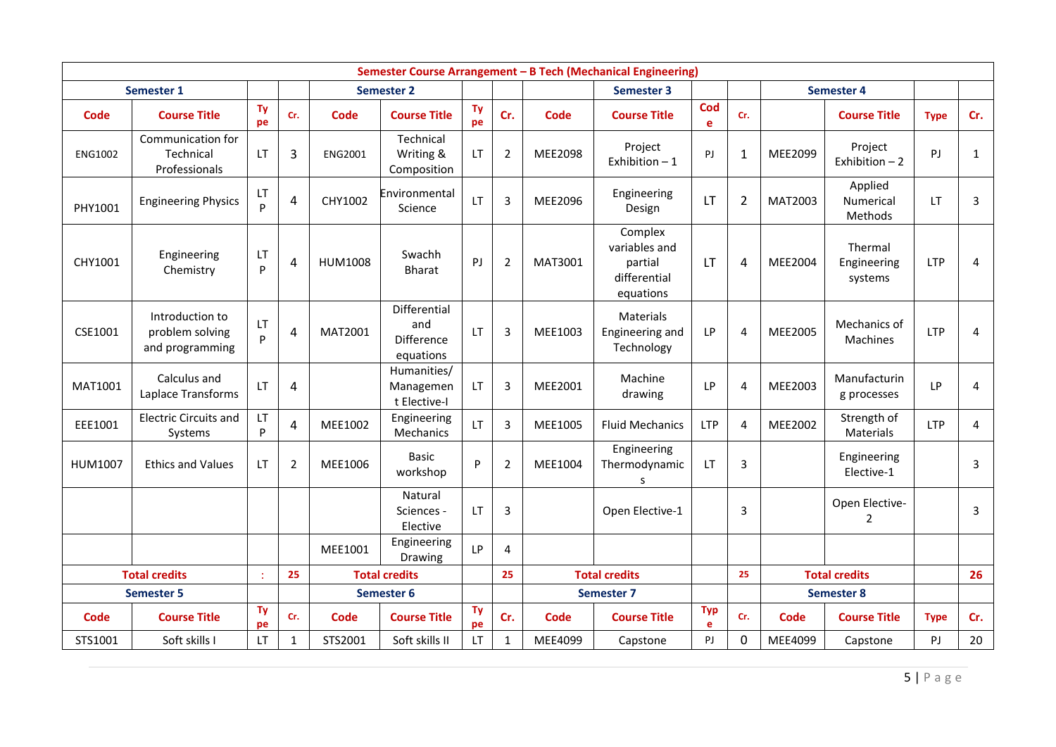| Semester Course Arrangement – B Tech (Mechanical Engineering) | | | | | | | | | | | | | | | |
|---|---|---|---|---|---|---|---|---|---|---|---|---|---|---|---|
| Semester 1 | | | | Semester 2 | | | | Semester 3 | | | | Semester 4 | | | |
| Code | Course Title | Type | Cr. | Code | Course Title | Type | Cr. | Code | Course Title | Code | Cr. | | Course Title | Type | Cr. |
| ENG1002 | Communication for Technical Professionals | LT | 3 | ENG2001 | Technical Writing & Composition | LT | 2 | MEE2098 | Project Exhibition – 1 | PJ | 1 | MEE2099 | Project Exhibition – 2 | PJ | 1 |
| PHY1001 | Engineering Physics | LTP | 4 | CHY1002 | Environmental Science | LT | 3 | MEE2096 | Engineering Design | LT | 2 | MAT2003 | Applied Numerical Methods | LT | 3 |
| CHY1001 | Engineering Chemistry | LTP | 4 | HUM1008 | Swachh Bharat | PJ | 2 | MAT3001 | Complex variables and partial differential equations | LT | 4 | MEE2004 | Thermal Engineering systems | LTP | 4 |
| CSE1001 | Introduction to problem solving and programming | LTP | 4 | MAT2001 | Differential and Difference equations | LT | 3 | MEE1003 | Materials Engineering and Technology | LP | 4 | MEE2005 | Mechanics of Machines | LTP | 4 |
| MAT1001 | Calculus and Laplace Transforms | LT | 4 | | Humanities/ Management Elective-I | LT | 3 | MEE2001 | Machine drawing | LP | 4 | MEE2003 | Manufacturing processes | LP | 4 |
| EEE1001 | Electric Circuits and Systems | LTP | 4 | MEE1002 | Engineering Mechanics | LT | 3 | MEE1005 | Fluid Mechanics | LTP | 4 | MEE2002 | Strength of Materials | LTP | 4 |
| HUM1007 | Ethics and Values | LT | 2 | MEE1006 | Basic workshop | P | 2 | MEE1004 | Engineering Thermodynamics | LT | 3 | | Engineering Elective-1 | | 3 |
| | | | | | Natural Sciences - Elective | LT | 3 | | Open Elective-1 | | 3 | | Open Elective-2 | | 3 |
| | | | | MEE1001 | Engineering Drawing | LP | 4 | | | | | | | | |
| Total credits | | : | 25 | Total credits | | | 25 | Total credits | | | 25 | Total credits | | | 26 |
| Semester 5 | | | | Semester 6 | | | | Semester 7 | | | | Semester 8 | | | |
| Code | Course Title | Type | Cr. | Code | Course Title | Type | Cr. | Code | Course Title | Type | Cr. | Code | Course Title | Type | Cr. |
| STS1001 | Soft skills I | LT | 1 | STS2001 | Soft skills II | LT | 1 | MEE4099 | Capstone | PJ | 0 | MEE4099 | Capstone | PJ | 20 |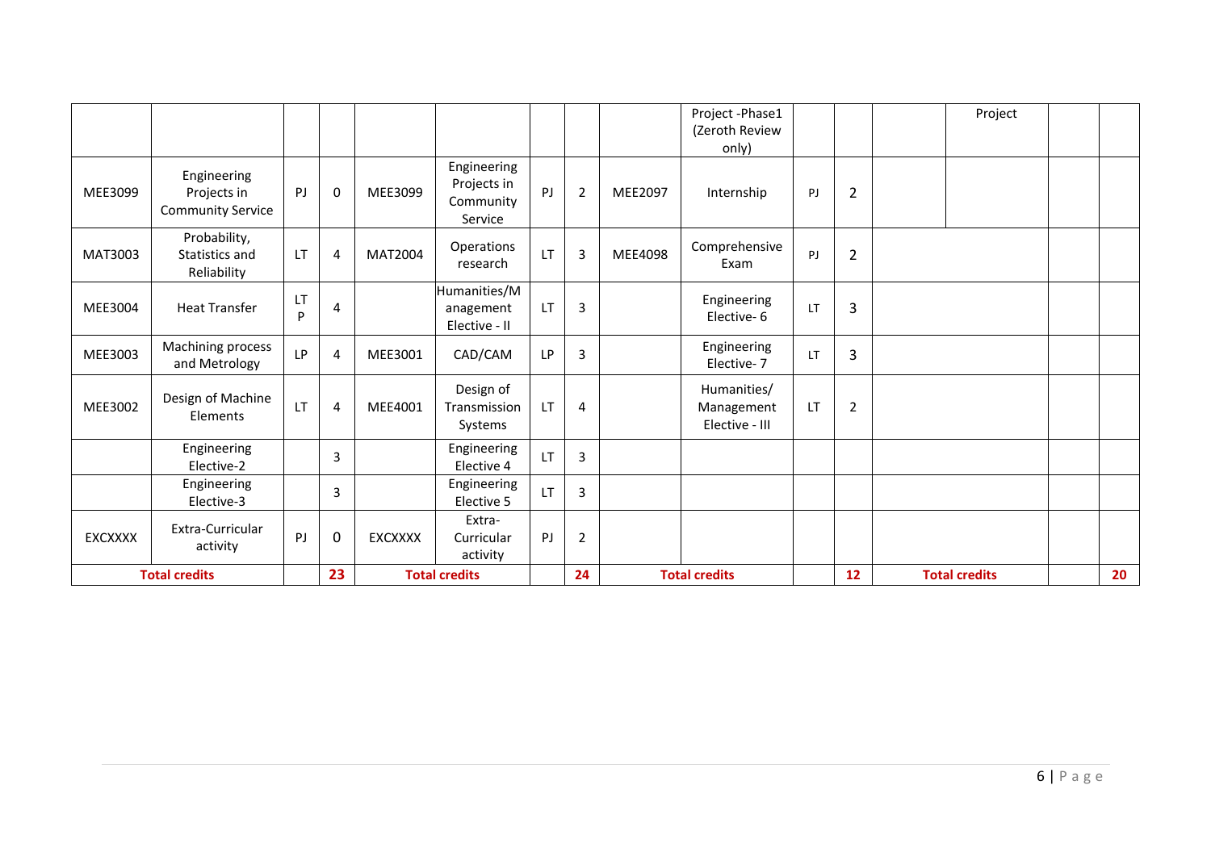| | | | | | | | | | | | | | | | |
|---|---|---|---|---|---|---|---|---|---|---|---|---|---|---|---|
| | | | | | | | | | Project -Phase1 (Zeroth Review only) | | | | Project | | |
| MEE3099 | Engineering Projects in Community Service | PJ | 0 | MEE3099 | Engineering Projects in Community Service | PJ | 2 | MEE2097 | Internship | PJ | 2 | | | | |
| MAT3003 | Probability, Statistics and Reliability | LT | 4 | MAT2004 | Operations research | LT | 3 | MEE4098 | Comprehensive Exam | PJ | 2 | | | | |
| MEE3004 | Heat Transfer | LTP | 4 | | Humanities/Management Elective - II | LT | 3 | | Engineering Elective- 6 | LT | 3 | | | | |
| MEE3003 | Machining process and Metrology | LP | 4 | MEE3001 | CAD/CAM | LP | 3 | | Engineering Elective- 7 | LT | 3 | | | | |
| MEE3002 | Design of Machine Elements | LT | 4 | MEE4001 | Design of Transmission Systems | LT | 4 | | Humanities/ Management Elective - III | LT | 2 | | | | |
| | Engineering Elective-2 | | 3 | | Engineering Elective 4 | LT | 3 | | | | | | | | |
| | Engineering Elective-3 | | 3 | | Engineering Elective 5 | LT | 3 | | | | | | | | |
| EXCXXXX | Extra-Curricular activity | PJ | 0 | EXCXXXX | Extra-Curricular activity | PJ | 2 | | | | | | | | |
| **Total credits** | | | **23** | **Total credits** | | | **24** | **Total credits** | | | **12** | **Total credits** | | | **20** |